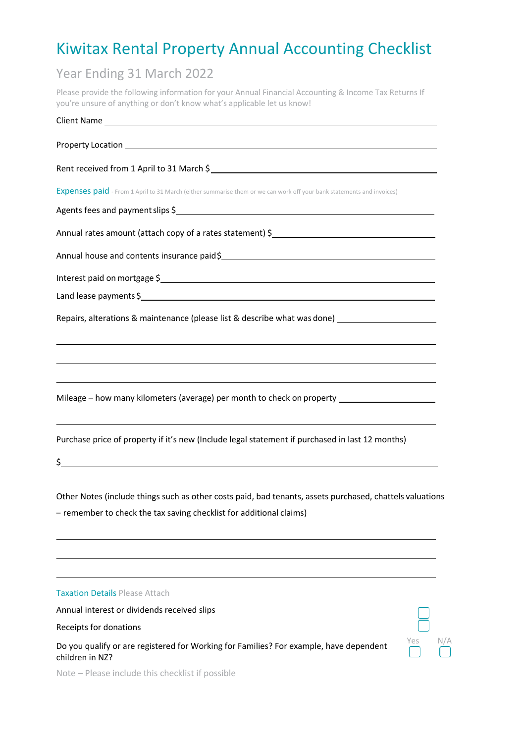# Kiwitax Rental Property Annual Accounting Checklist

## Year Ending 31 March 2022

Please provide the following information for your Annual Financial Accounting & Income Tax Returns If you're unsure of anything or don't know what's applicable let us know!

Client Name ____________________________________________

Property Location ____________________________________________

Rent received from 1 April to 31 March $ ____________________________________________

### Expenses paid - From 1 April to 31 March (either summarise them or we can work off your bank statements and invoices)

Agents fees and payment slips $ ____________________________________________

Annual rates amount (attach copy of a rates statement) $ ____________________________________________

Annual house and contents insurance paid $ ____________________________________________

Interest paid on mortgage $ ____________________________________________

Land lease payments $ ____________________________________________

Repairs, alterations & maintenance (please list & describe what was done) ____________________________________________

____________________________________________

____________________________________________

____________________________________________

Mileage – how many kilometers (average) per month to check on property ____________________________________________

____________________________________________

Purchase price of property if it's new (Include legal statement if purchased in last 12 months)

$ ____________________________________________

Other Notes (include things such as other costs paid, bad tenants, assets purchased, chattels valuations – remember to check the tax saving checklist for additional claims)

____________________________________________

____________________________________________

____________________________________________

### Taxation Details Please Attach

Annual interest or dividends received slips ☐

Receipts for donations ☐

Do you qualify or are registered for Working for Families? For example, have dependent children in NZ? Yes ☐ N/A ☐

Note – Please include this checklist if possible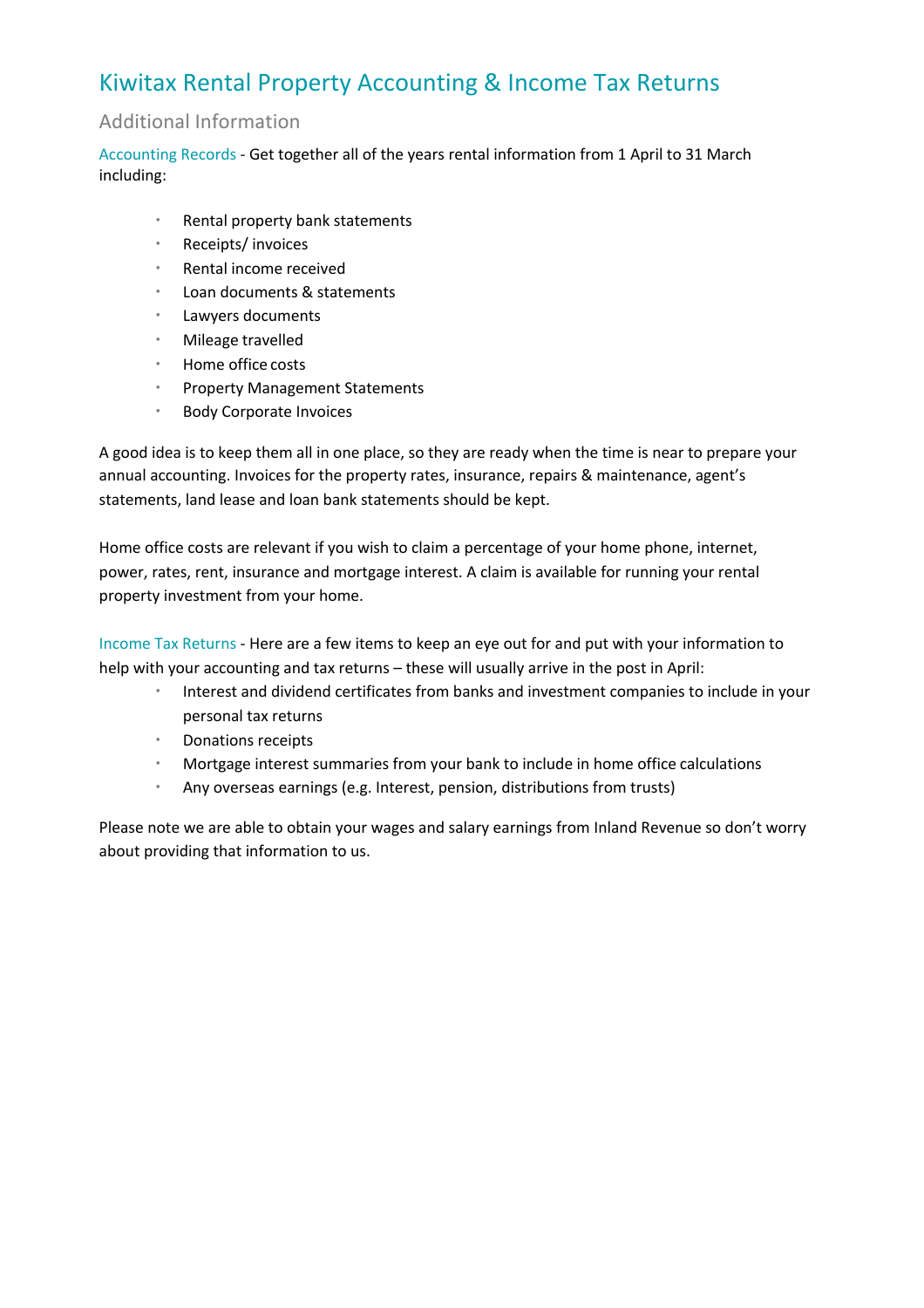# Kiwitax Rental Property Accounting & Income Tax Returns

## Additional Information

Accounting Records - Get together all of the years rental information from 1 April to 31 March including:

- Rental property bank statements
- Receipts/ invoices
- Rental income received
- Loan documents & statements
- Lawyers documents
- Mileage travelled
- Home office costs
- Property Management Statements
- Body Corporate Invoices

A good idea is to keep them all in one place, so they are ready when the time is near to prepare your annual accounting. Invoices for the property rates, insurance, repairs & maintenance, agent's statements, land lease and loan bank statements should be kept.

Home office costs are relevant if you wish to claim a percentage of your home phone, internet, power, rates, rent, insurance and mortgage interest. A claim is available for running your rental property investment from your home.

Income Tax Returns - Here are a few items to keep an eye out for and put with your information to help with your accounting and tax returns – these will usually arrive in the post in April:

- Interest and dividend certificates from banks and investment companies to include in your personal tax returns
- Donations receipts
- Mortgage interest summaries from your bank to include in home office calculations
- Any overseas earnings (e.g. Interest, pension, distributions from trusts)

Please note we are able to obtain your wages and salary earnings from Inland Revenue so don't worry about providing that information to us.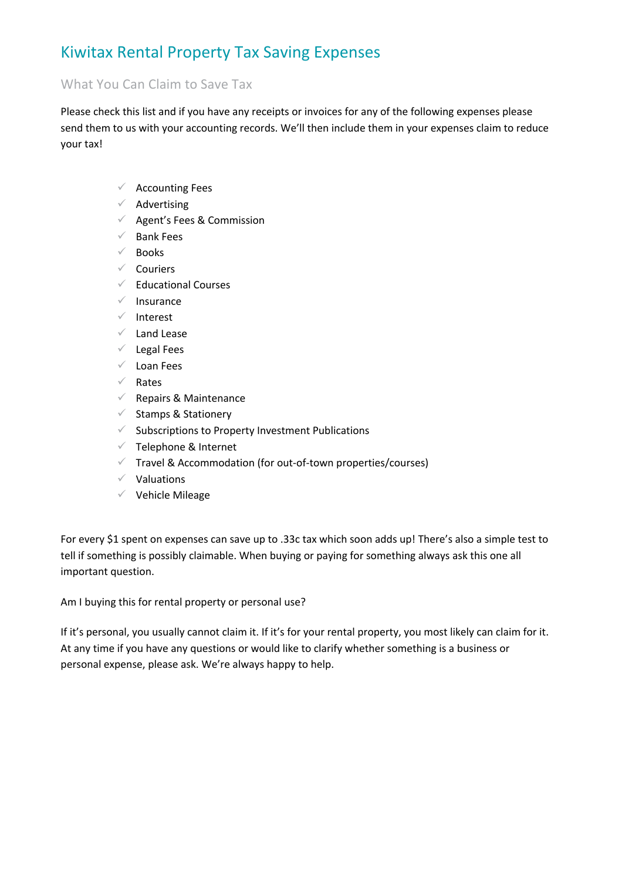# Kiwitax Rental Property Tax Saving Expenses

## What You Can Claim to Save Tax

Please check this list and if you have any receipts or invoices for any of the following expenses please send them to us with your accounting records. We'll then include them in your expenses claim to reduce your tax!

- ✓ Accounting Fees
- ✓ Advertising
- ✓ Agent's Fees & Commission
- ✓ Bank Fees
- ✓ Books
- ✓ Couriers
- ✓ Educational Courses
- ✓ Insurance
- ✓ Interest
- ✓ Land Lease
- ✓ Legal Fees
- ✓ Loan Fees
- ✓ Rates
- ✓ Repairs & Maintenance
- ✓ Stamps & Stationery
- ✓ Subscriptions to Property Investment Publications
- ✓ Telephone & Internet
- ✓ Travel & Accommodation (for out-of-town properties/courses)
- ✓ Valuations
- ✓ Vehicle Mileage

For every $1 spent on expenses can save up to .33c tax which soon adds up! There's also a simple test to tell if something is possibly claimable. When buying or paying for something always ask this one all important question.

Am I buying this for rental property or personal use?

If it's personal, you usually cannot claim it. If it's for your rental property, you most likely can claim for it. At any time if you have any questions or would like to clarify whether something is a business or personal expense, please ask. We're always happy to help.